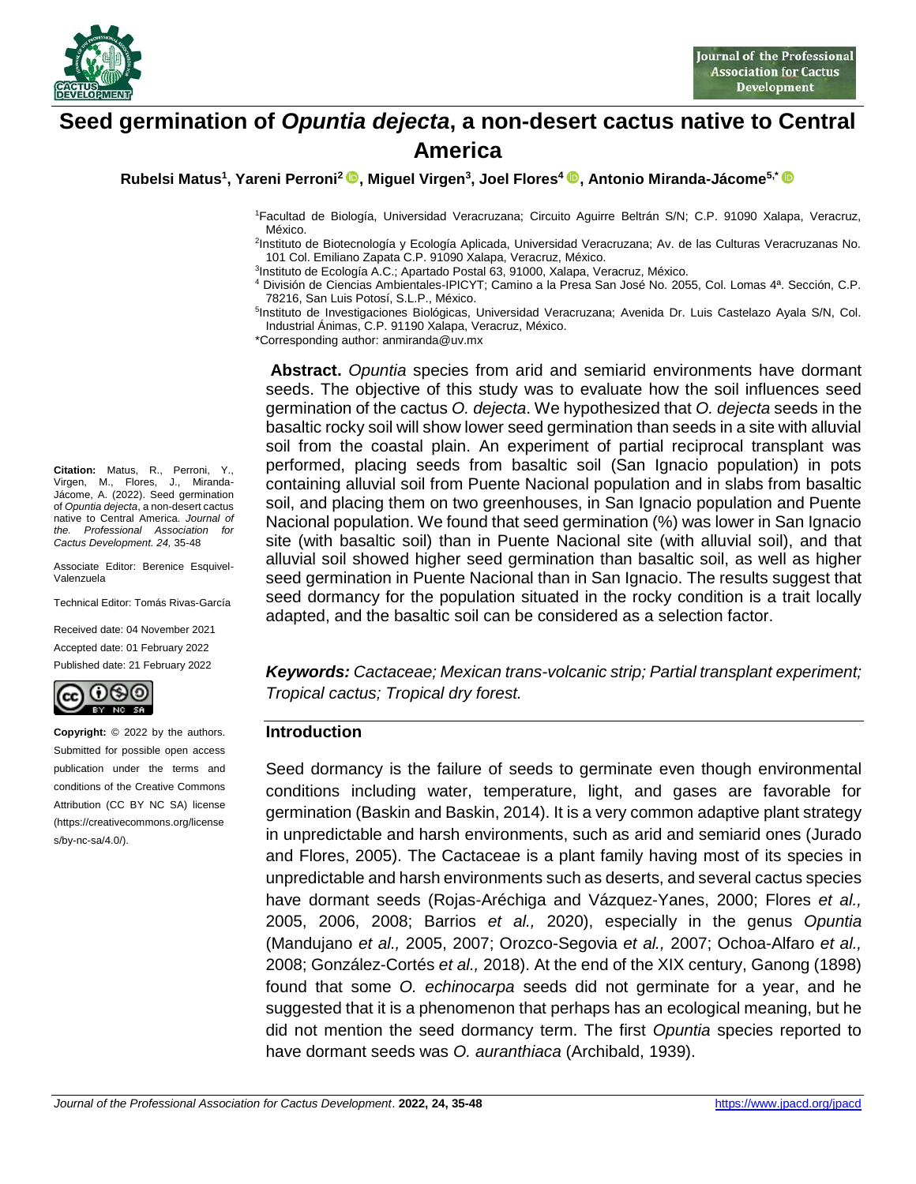# Seed germination of *Opuntia dejecta*, a non-desert cactus native to Central America

**Rubelsi Matus[1], Yareni Perroni[2], Miguel Virgen[3], Joel Flores[4], Antonio Miranda-Jácome[5,*]**

[1]Facultad de Biología, Universidad Veracruzana; Circuito Aguirre Beltrán S/N; C.P. 91090 Xalapa, Veracruz, México.

[2]Instituto de Biotecnología y Ecología Aplicada, Universidad Veracruzana; Av. de las Culturas Veracruzanas No. 101 Col. Emiliano Zapata C.P. 91090 Xalapa, Veracruz, México.

[3]Instituto de Ecología A.C.; Apartado Postal 63, 91000, Xalapa, Veracruz, México.

[4] División de Ciencias Ambientales-IPICYT; Camino a la Presa San José No. 2055, Col. Lomas 4ª. Sección, C.P. 78216, San Luis Potosí, S.L.P., México.

[5]Instituto de Investigaciones Biológicas, Universidad Veracruzana; Avenida Dr. Luis Castelazo Ayala S/N, Col. Industrial Ánimas, C.P. 91190 Xalapa, Veracruz, México.

*Corresponding author: anmiranda@uv.mx

**Citation:** Matus, R., Perroni, Y., Virgen, M., Flores, J., Miranda-Jácome, A. (2022). Seed germination of *Opuntia dejecta*, a non-desert cactus native to Central America. *Journal of the Professional Association for Cactus Development. 24,* 35-48

Associate Editor: Berenice Esquivel-Valenzuela

Technical Editor: Tomás Rivas-García

Received date: 04 November 2021

Accepted date: 01 February 2022

Published date: 21 February 2022

**Copyright:** © 2022 by the authors. Submitted for possible open access publication under the terms and conditions of the Creative Commons Attribution (CC BY NC SA) license (https://creativecommons.org/licenses/by-nc-sa/4.0/).

**Abstract.** *Opuntia* species from arid and semiarid environments have dormant seeds. The objective of this study was to evaluate how the soil influences seed germination of the cactus *O. dejecta*. We hypothesized that *O. dejecta* seeds in the basaltic rocky soil will show lower seed germination than seeds in a site with alluvial soil from the coastal plain. An experiment of partial reciprocal transplant was performed, placing seeds from basaltic soil (San Ignacio population) in pots containing alluvial soil from Puente Nacional population and in slabs from basaltic soil, and placing them on two greenhouses, in San Ignacio population and Puente Nacional population. We found that seed germination (%) was lower in San Ignacio site (with basaltic soil) than in Puente Nacional site (with alluvial soil), and that alluvial soil showed higher seed germination than basaltic soil, as well as higher seed germination in Puente Nacional than in San Ignacio. The results suggest that seed dormancy for the population situated in the rocky condition is a trait locally adapted, and the basaltic soil can be considered as a selection factor.

***Keywords:*** *Cactaceae; Mexican trans-volcanic strip; Partial transplant experiment; Tropical cactus; Tropical dry forest.*

## Introduction

Seed dormancy is the failure of seeds to germinate even though environmental conditions including water, temperature, light, and gases are favorable for germination (Baskin and Baskin, 2014). It is a very common adaptive plant strategy in unpredictable and harsh environments, such as arid and semiarid ones (Jurado and Flores, 2005). The Cactaceae is a plant family having most of its species in unpredictable and harsh environments such as deserts, and several cactus species have dormant seeds (Rojas-Aréchiga and Vázquez-Yanes, 2000; Flores *et al.,* 2005, 2006, 2008; Barrios *et al.,* 2020), especially in the genus *Opuntia* (Mandujano *et al.,* 2005, 2007; Orozco-Segovia *et al.,* 2007; Ochoa-Alfaro *et al.,* 2008; González-Cortés *et al.,* 2018). At the end of the XIX century, Ganong (1898) found that some *O. echinocarpa* seeds did not germinate for a year, and he suggested that it is a phenomenon that perhaps has an ecological meaning, but he did not mention the seed dormancy term. The first *Opuntia* species reported to have dormant seeds was *O. auranthiaca* (Archibald, 1939).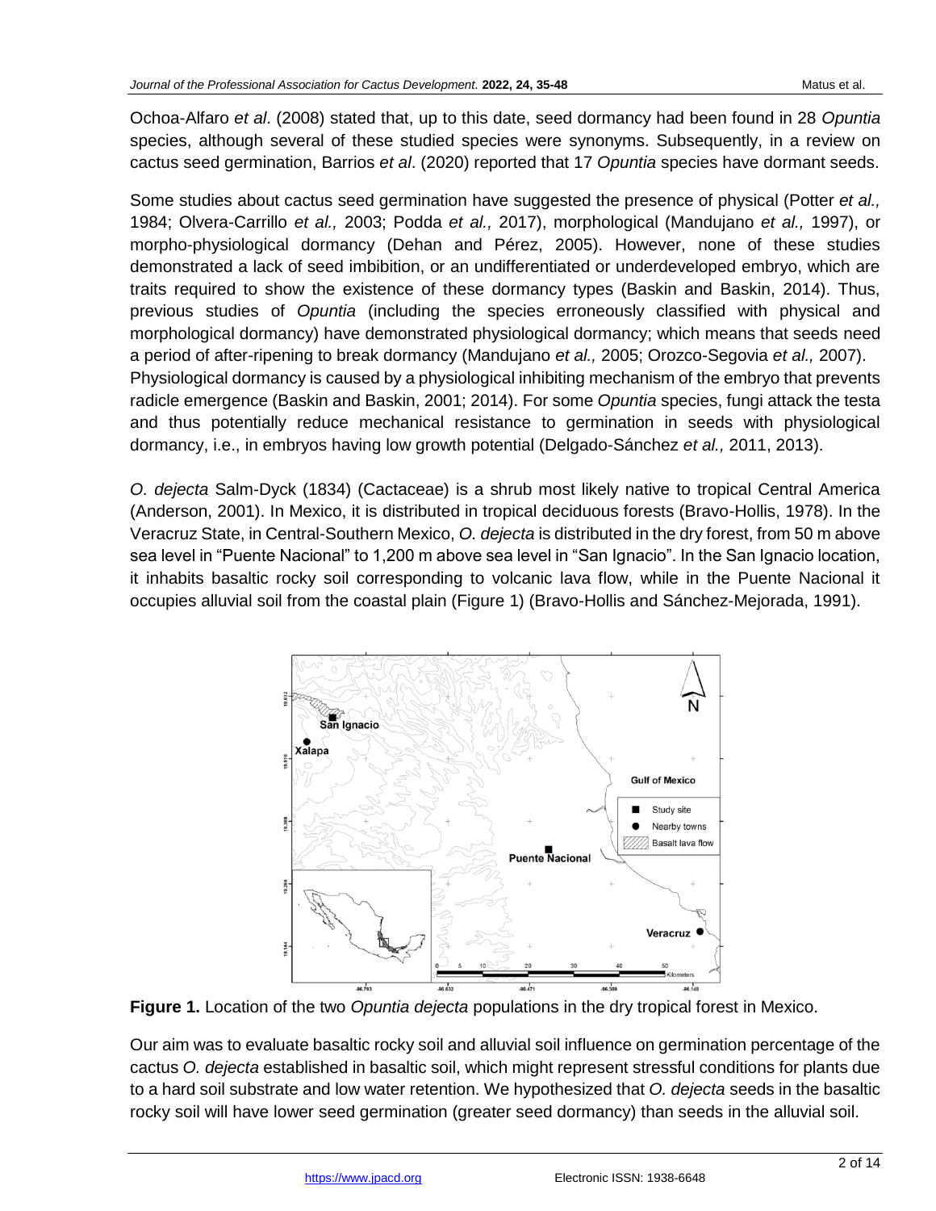Ochoa-Alfaro *et al*. (2008) stated that, up to this date, seed dormancy had been found in 28 *Opuntia* species, although several of these studied species were synonyms. Subsequently, in a review on cactus seed germination, Barrios *et al*. (2020) reported that 17 *Opuntia* species have dormant seeds.

Some studies about cactus seed germination have suggested the presence of physical (Potter *et al.,* 1984; Olvera-Carrillo *et al.,* 2003; Podda *et al.,* 2017), morphological (Mandujano *et al.,* 1997), or morpho-physiological dormancy (Dehan and Pérez, 2005). However, none of these studies demonstrated a lack of seed imbibition, or an undifferentiated or underdeveloped embryo, which are traits required to show the existence of these dormancy types (Baskin and Baskin, 2014). Thus, previous studies of *Opuntia* (including the species erroneously classified with physical and morphological dormancy) have demonstrated physiological dormancy; which means that seeds need a period of after-ripening to break dormancy (Mandujano *et al.,* 2005; Orozco-Segovia *et al.,* 2007). Physiological dormancy is caused by a physiological inhibiting mechanism of the embryo that prevents radicle emergence (Baskin and Baskin, 2001; 2014). For some *Opuntia* species, fungi attack the testa and thus potentially reduce mechanical resistance to germination in seeds with physiological dormancy, i.e., in embryos having low growth potential (Delgado-Sánchez *et al.,* 2011, 2013).

*O. dejecta* Salm-Dyck (1834) (Cactaceae) is a shrub most likely native to tropical Central America (Anderson, 2001). In Mexico, it is distributed in tropical deciduous forests (Bravo-Hollis, 1978). In the Veracruz State, in Central-Southern Mexico, *O. dejecta* is distributed in the dry forest, from 50 m above sea level in "Puente Nacional" to 1,200 m above sea level in "San Ignacio". In the San Ignacio location, it inhabits basaltic rocky soil corresponding to volcanic lava flow, while in the Puente Nacional it occupies alluvial soil from the coastal plain (Figure 1) (Bravo-Hollis and Sánchez-Mejorada, 1991).

**Figure 1.** Location of the two *Opuntia dejecta* populations in the dry tropical forest in Mexico.

Our aim was to evaluate basaltic rocky soil and alluvial soil influence on germination percentage of the cactus *O. dejecta* established in basaltic soil, which might represent stressful conditions for plants due to a hard soil substrate and low water retention. We hypothesized that *O. dejecta* seeds in the basaltic rocky soil will have lower seed germination (greater seed dormancy) than seeds in the alluvial soil.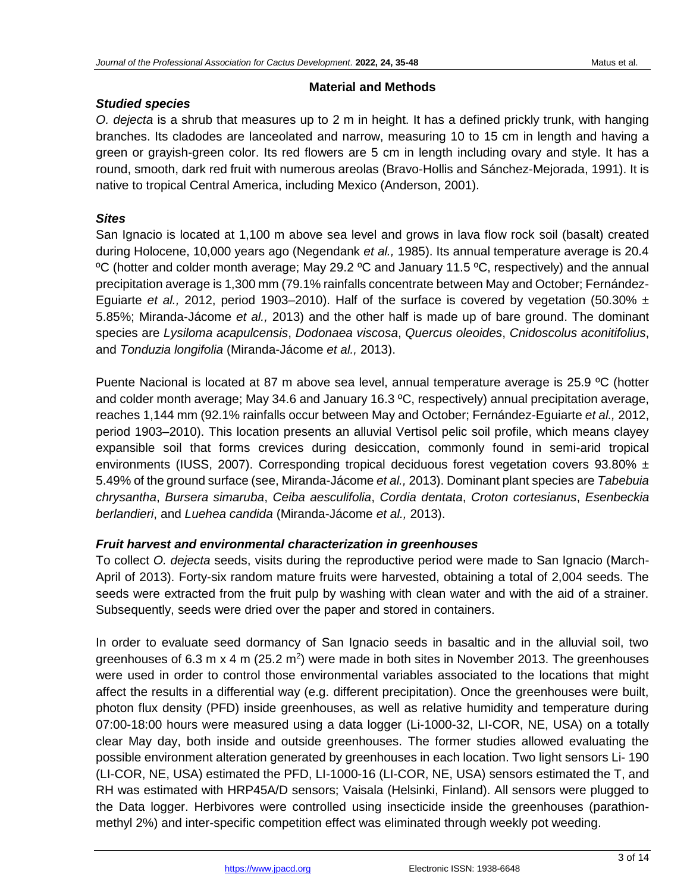## Material and Methods

### *Studied species*

*O. dejecta* is a shrub that measures up to 2 m in height. It has a defined prickly trunk, with hanging branches. Its cladodes are lanceolated and narrow, measuring 10 to 15 cm in length and having a green or grayish-green color. Its red flowers are 5 cm in length including ovary and style. It has a round, smooth, dark red fruit with numerous areolas (Bravo-Hollis and Sánchez-Mejorada, 1991). It is native to tropical Central America, including Mexico (Anderson, 2001).

### *Sites*

San Ignacio is located at 1,100 m above sea level and grows in lava flow rock soil (basalt) created during Holocene, 10,000 years ago (Negendank *et al.,* 1985). Its annual temperature average is 20.4 ºC (hotter and colder month average; May 29.2 ºC and January 11.5 ºC, respectively) and the annual precipitation average is 1,300 mm (79.1% rainfalls concentrate between May and October; Fernández-Eguiarte *et al.,* 2012, period 1903–2010). Half of the surface is covered by vegetation (50.30% ± 5.85%; Miranda-Jácome *et al.,* 2013) and the other half is made up of bare ground. The dominant species are *Lysiloma acapulcensis*, *Dodonaea viscosa*, *Quercus oleoides*, *Cnidoscolus aconitifolius*, and *Tonduzia longifolia* (Miranda-Jácome *et al.,* 2013).

Puente Nacional is located at 87 m above sea level, annual temperature average is 25.9 ºC (hotter and colder month average; May 34.6 and January 16.3 ºC, respectively) annual precipitation average, reaches 1,144 mm (92.1% rainfalls occur between May and October; Fernández-Eguiarte *et al.,* 2012, period 1903–2010). This location presents an alluvial Vertisol pelic soil profile, which means clayey expansible soil that forms crevices during desiccation, commonly found in semi-arid tropical environments (IUSS, 2007). Corresponding tropical deciduous forest vegetation covers 93.80% ± 5.49% of the ground surface (see, Miranda-Jácome *et al.,* 2013). Dominant plant species are *Tabebuia chrysantha*, *Bursera simaruba*, *Ceiba aesculifolia*, *Cordia dentata*, *Croton cortesianus*, *Esenbeckia berlandieri*, and *Luehea candida* (Miranda-Jácome *et al.,* 2013).

### *Fruit harvest and environmental characterization in greenhouses*

To collect *O. dejecta* seeds, visits during the reproductive period were made to San Ignacio (March-April of 2013). Forty-six random mature fruits were harvested, obtaining a total of 2,004 seeds. The seeds were extracted from the fruit pulp by washing with clean water and with the aid of a strainer. Subsequently, seeds were dried over the paper and stored in containers.

In order to evaluate seed dormancy of San Ignacio seeds in basaltic and in the alluvial soil, two greenhouses of 6.3 m x 4 m (25.2 $m^2$) were made in both sites in November 2013. The greenhouses were used in order to control those environmental variables associated to the locations that might affect the results in a differential way (e.g. different precipitation). Once the greenhouses were built, photon flux density (PFD) inside greenhouses, as well as relative humidity and temperature during 07:00-18:00 hours were measured using a data logger (Li-1000-32, LI-COR, NE, USA) on a totally clear May day, both inside and outside greenhouses. The former studies allowed evaluating the possible environment alteration generated by greenhouses in each location. Two light sensors Li- 190 (LI-COR, NE, USA) estimated the PFD, LI-1000-16 (LI-COR, NE, USA) sensors estimated the T, and RH was estimated with HRP45A/D sensors; Vaisala (Helsinki, Finland). All sensors were plugged to the Data logger. Herbivores were controlled using insecticide inside the greenhouses (parathion-methyl 2%) and inter-specific competition effect was eliminated through weekly pot weeding.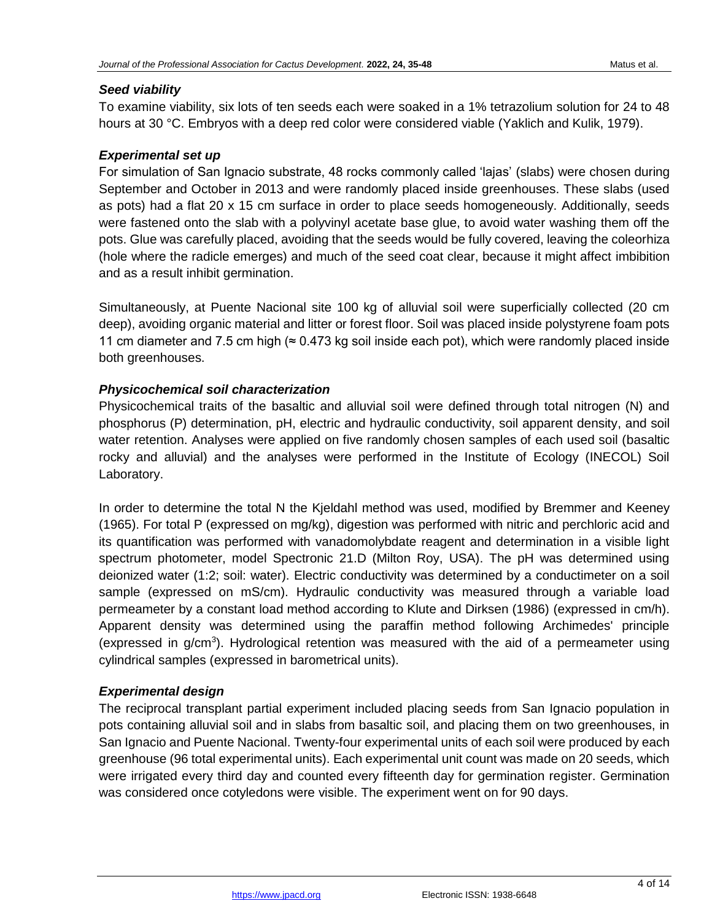### *Seed viability*

To examine viability, six lots of ten seeds each were soaked in a 1% tetrazolium solution for 24 to 48 hours at 30 °C. Embryos with a deep red color were considered viable (Yaklich and Kulik, 1979).

### *Experimental set up*

For simulation of San Ignacio substrate, 48 rocks commonly called 'lajas' (slabs) were chosen during September and October in 2013 and were randomly placed inside greenhouses. These slabs (used as pots) had a flat 20 x 15 cm surface in order to place seeds homogeneously. Additionally, seeds were fastened onto the slab with a polyvinyl acetate base glue, to avoid water washing them off the pots. Glue was carefully placed, avoiding that the seeds would be fully covered, leaving the coleorhiza (hole where the radicle emerges) and much of the seed coat clear, because it might affect imbibition and as a result inhibit germination.

Simultaneously, at Puente Nacional site 100 kg of alluvial soil were superficially collected (20 cm deep), avoiding organic material and litter or forest floor. Soil was placed inside polystyrene foam pots 11 cm diameter and 7.5 cm high (≈ 0.473 kg soil inside each pot), which were randomly placed inside both greenhouses.

### *Physicochemical soil characterization*

Physicochemical traits of the basaltic and alluvial soil were defined through total nitrogen (N) and phosphorus (P) determination, pH, electric and hydraulic conductivity, soil apparent density, and soil water retention. Analyses were applied on five randomly chosen samples of each used soil (basaltic rocky and alluvial) and the analyses were performed in the Institute of Ecology (INECOL) Soil Laboratory.

In order to determine the total N the Kjeldahl method was used, modified by Bremmer and Keeney (1965). For total P (expressed on mg/kg), digestion was performed with nitric and perchloric acid and its quantification was performed with vanadomolybdate reagent and determination in a visible light spectrum photometer, model Spectronic 21.D (Milton Roy, USA). The pH was determined using deionized water (1:2; soil: water). Electric conductivity was determined by a conductimeter on a soil sample (expressed on mS/cm). Hydraulic conductivity was measured through a variable load permeameter by a constant load method according to Klute and Dirksen (1986) (expressed in cm/h). Apparent density was determined using the paraffin method following Archimedes' principle (expressed in g/cm$^3$). Hydrological retention was measured with the aid of a permeameter using cylindrical samples (expressed in barometrical units).

### *Experimental design*

The reciprocal transplant partial experiment included placing seeds from San Ignacio population in pots containing alluvial soil and in slabs from basaltic soil, and placing them on two greenhouses, in San Ignacio and Puente Nacional. Twenty-four experimental units of each soil were produced by each greenhouse (96 total experimental units). Each experimental unit count was made on 20 seeds, which were irrigated every third day and counted every fifteenth day for germination register. Germination was considered once cotyledons were visible. The experiment went on for 90 days.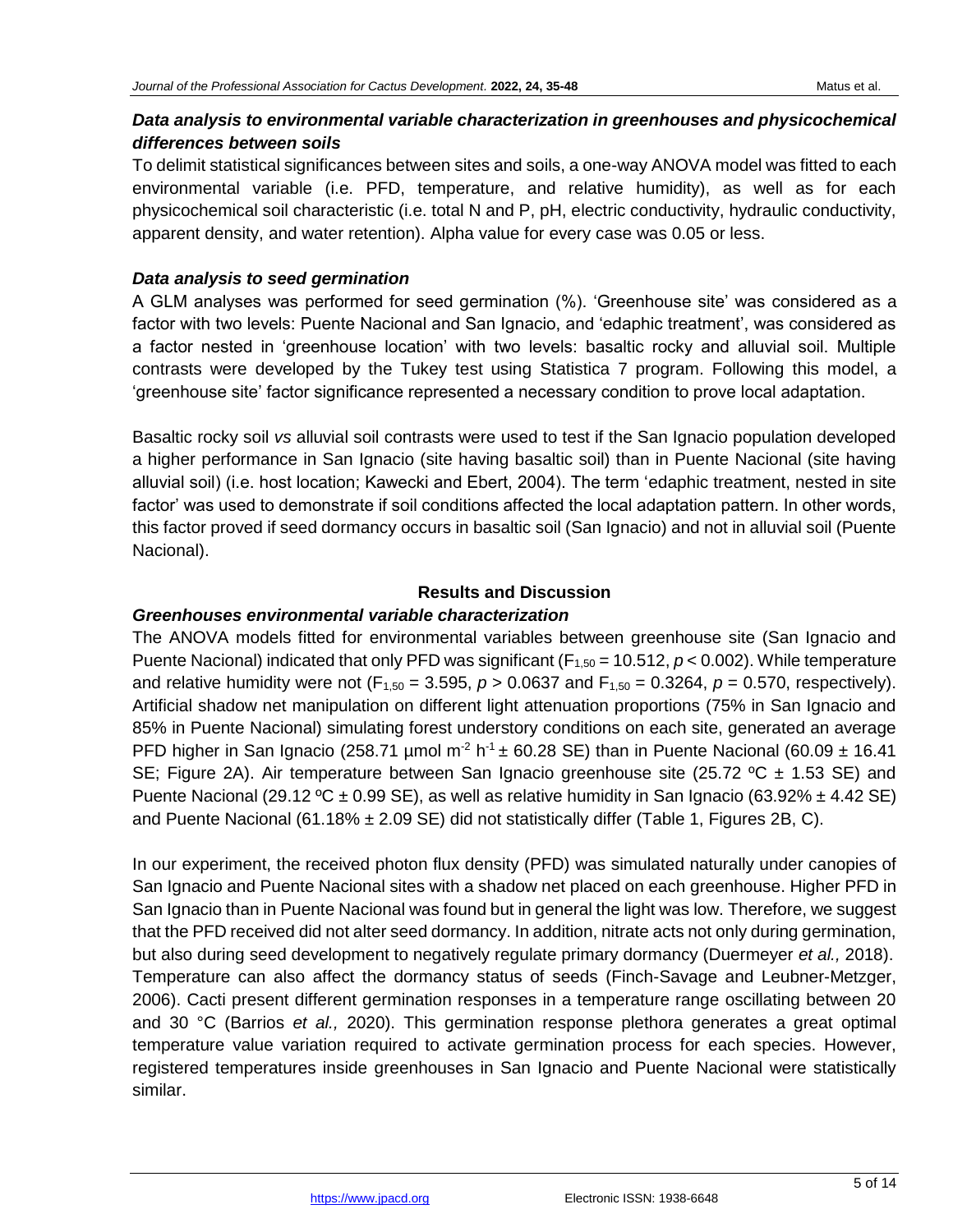### *Data analysis to environmental variable characterization in greenhouses and physicochemical differences between soils*

To delimit statistical significances between sites and soils, a one-way ANOVA model was fitted to each environmental variable (i.e. PFD, temperature, and relative humidity), as well as for each physicochemical soil characteristic (i.e. total N and P, pH, electric conductivity, hydraulic conductivity, apparent density, and water retention). Alpha value for every case was 0.05 or less.

### *Data analysis to seed germination*

A GLM analyses was performed for seed germination (%). 'Greenhouse site' was considered as a factor with two levels: Puente Nacional and San Ignacio, and 'edaphic treatment', was considered as a factor nested in 'greenhouse location' with two levels: basaltic rocky and alluvial soil. Multiple contrasts were developed by the Tukey test using Statistica 7 program. Following this model, a 'greenhouse site' factor significance represented a necessary condition to prove local adaptation.

Basaltic rocky soil *vs* alluvial soil contrasts were used to test if the San Ignacio population developed a higher performance in San Ignacio (site having basaltic soil) than in Puente Nacional (site having alluvial soil) (i.e. host location; Kawecki and Ebert, 2004). The term 'edaphic treatment, nested in site factor' was used to demonstrate if soil conditions affected the local adaptation pattern. In other words, this factor proved if seed dormancy occurs in basaltic soil (San Ignacio) and not in alluvial soil (Puente Nacional).

## Results and Discussion

### *Greenhouses environmental variable characterization*

The ANOVA models fitted for environmental variables between greenhouse site (San Ignacio and Puente Nacional) indicated that only PFD was significant ($F_{1,50} = 10.512$, $p < 0.002$). While temperature and relative humidity were not ($F_{1,50} = 3.595$, $p > 0.0637$ and $F_{1,50} = 0.3264$, $p = 0.570$, respectively). Artificial shadow net manipulation on different light attenuation proportions (75% in San Ignacio and 85% in Puente Nacional) simulating forest understory conditions on each site, generated an average PFD higher in San Ignacio (258.71 µmol $m^{-2}$ $h^{-1}$ ± 60.28 SE) than in Puente Nacional (60.09 ± 16.41 SE; Figure 2A). Air temperature between San Ignacio greenhouse site (25.72 ºC ± 1.53 SE) and Puente Nacional (29.12 ºC ± 0.99 SE), as well as relative humidity in San Ignacio (63.92% ± 4.42 SE) and Puente Nacional (61.18% ± 2.09 SE) did not statistically differ (Table 1, Figures 2B, C).

In our experiment, the received photon flux density (PFD) was simulated naturally under canopies of San Ignacio and Puente Nacional sites with a shadow net placed on each greenhouse. Higher PFD in San Ignacio than in Puente Nacional was found but in general the light was low. Therefore, we suggest that the PFD received did not alter seed dormancy. In addition, nitrate acts not only during germination, but also during seed development to negatively regulate primary dormancy (Duermeyer *et al.,* 2018). Temperature can also affect the dormancy status of seeds (Finch-Savage and Leubner-Metzger, 2006). Cacti present different germination responses in a temperature range oscillating between 20 and 30 °C (Barrios *et al.,* 2020). This germination response plethora generates a great optimal temperature value variation required to activate germination process for each species. However, registered temperatures inside greenhouses in San Ignacio and Puente Nacional were statistically similar.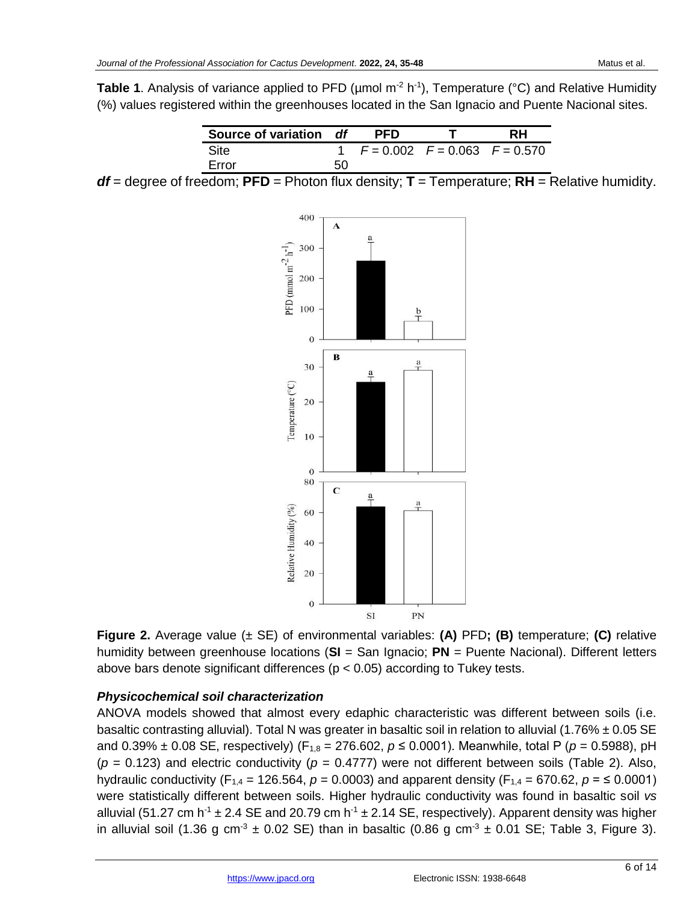**Table 1**. Analysis of variance applied to PFD (µmol $m^{-2}$ $h^{-1}$), Temperature (°C) and Relative Humidity (%) values registered within the greenhouses located in the San Ignacio and Puente Nacional sites.

| Source of variation | *df* | PFD | T | RH |
|---|---|---|---|---|
| Site | 1 | $F = 0.002$ | $F = 0.063$ | $F = 0.570$ |
| Error | 50 | | | |

***df*** = degree of freedom; **PFD** = Photon flux density; **T** = Temperature; **RH** = Relative humidity.

**Figure 2.** Average value (± SE) of environmental variables: **(A)** PFD**; (B)** temperature; **(C)** relative humidity between greenhouse locations (**SI** = San Ignacio; **PN** = Puente Nacional). Different letters above bars denote significant differences (p < 0.05) according to Tukey tests.

### *Physicochemical soil characterization*

ANOVA models showed that almost every edaphic characteristic was different between soils (i.e. basaltic contrasting alluvial). Total N was greater in basaltic soil in relation to alluvial (1.76% ± 0.05 SE and 0.39% ± 0.08 SE, respectively) ($F_{1,8} = 276.602$, $p \leq 0.0001$). Meanwhile, total P ($p = 0.5988$), pH ($p = 0.123$) and electric conductivity ($p = 0.4777$) were not different between soils (Table 2). Also, hydraulic conductivity ($F_{1,4} = 126.564$, $p = 0.0003$) and apparent density ($F_{1,4} = 670.62$, $p = \leq 0.0001$) were statistically different between soils. Higher hydraulic conductivity was found in basaltic soil *vs* alluvial (51.27 cm $h^{-1}$ ± 2.4 SE and 20.79 cm $h^{-1}$ ± 2.14 SE, respectively). Apparent density was higher in alluvial soil (1.36 g $cm^{-3}$ ± 0.02 SE) than in basaltic (0.86 g $cm^{-3}$ ± 0.01 SE; Table 3, Figure 3).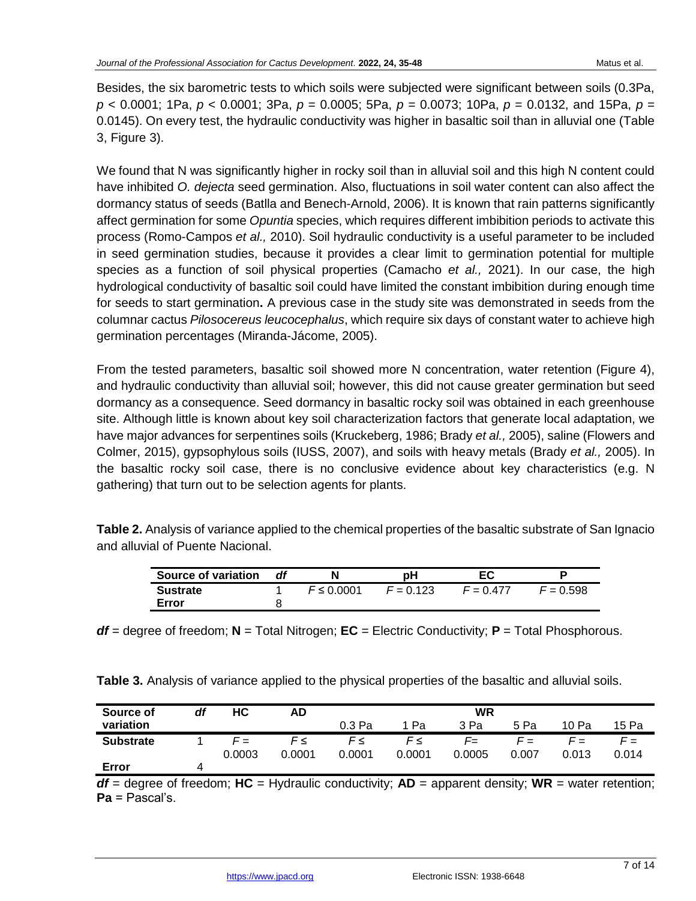Besides, the six barometric tests to which soils were subjected were significant between soils (0.3Pa, $p < 0.0001$; 1Pa, $p < 0.0001$; 3Pa, $p = 0.0005$; 5Pa, $p = 0.0073$; 10Pa, $p = 0.0132$, and 15Pa, $p = 0.0145$). On every test, the hydraulic conductivity was higher in basaltic soil than in alluvial one (Table 3, Figure 3).

We found that N was significantly higher in rocky soil than in alluvial soil and this high N content could have inhibited *O. dejecta* seed germination. Also, fluctuations in soil water content can also affect the dormancy status of seeds (Batlla and Benech-Arnold, 2006). It is known that rain patterns significantly affect germination for some *Opuntia* species, which requires different imbibition periods to activate this process (Romo-Campos *et al.,* 2010). Soil hydraulic conductivity is a useful parameter to be included in seed germination studies, because it provides a clear limit to germination potential for multiple species as a function of soil physical properties (Camacho *et al.,* 2021). In our case, the high hydrological conductivity of basaltic soil could have limited the constant imbibition during enough time for seeds to start germination**.** A previous case in the study site was demonstrated in seeds from the columnar cactus *Pilosocereus leucocephalus*, which require six days of constant water to achieve high germination percentages (Miranda-Jácome, 2005).

From the tested parameters, basaltic soil showed more N concentration, water retention (Figure 4), and hydraulic conductivity than alluvial soil; however, this did not cause greater germination but seed dormancy as a consequence. Seed dormancy in basaltic rocky soil was obtained in each greenhouse site. Although little is known about key soil characterization factors that generate local adaptation, we have major advances for serpentines soils (Kruckeberg, 1986; Brady *et al.,* 2005), saline (Flowers and Colmer, 2015), gypsophylous soils (IUSS, 2007), and soils with heavy metals (Brady *et al.,* 2005). In the basaltic rocky soil case, there is no conclusive evidence about key characteristics (e.g. N gathering) that turn out to be selection agents for plants.

**Table 2.** Analysis of variance applied to the chemical properties of the basaltic substrate of San Ignacio and alluvial of Puente Nacional.

| Source of variation | *df* | N | pH | EC | P |
|---|---|---|---|---|---|
| **Sustrate** | 1 | $F \leq 0.0001$ | $F = 0.123$ | $F = 0.477$ | $F = 0.598$ |
| **Error** | 8 | | | | |

***df*** = degree of freedom; **N** = Total Nitrogen; **EC** = Electric Conductivity; **P** = Total Phosphorous.

**Table 3.** Analysis of variance applied to the physical properties of the basaltic and alluvial soils.

| Source of variation | *df* | HC | AD | WR | | | | | |
|---|---|---|---|---|---|---|---|---|---|
| | | | | 0.3 Pa | 1 Pa | 3 Pa | 5 Pa | 10 Pa | 15 Pa |
| **Substrate** | 1 | $F = 0.0003$ | $F \leq 0.0001$ | $F \leq 0.0001$ | $F \leq 0.0001$ | $F = 0.0005$ | $F = 0.007$ | $F = 0.013$ | $F = 0.014$ |
| **Error** | 4 | | | | | | | | |

***df*** = degree of freedom; **HC** = Hydraulic conductivity; **AD** = apparent density; **WR** = water retention; **Pa** = Pascal's.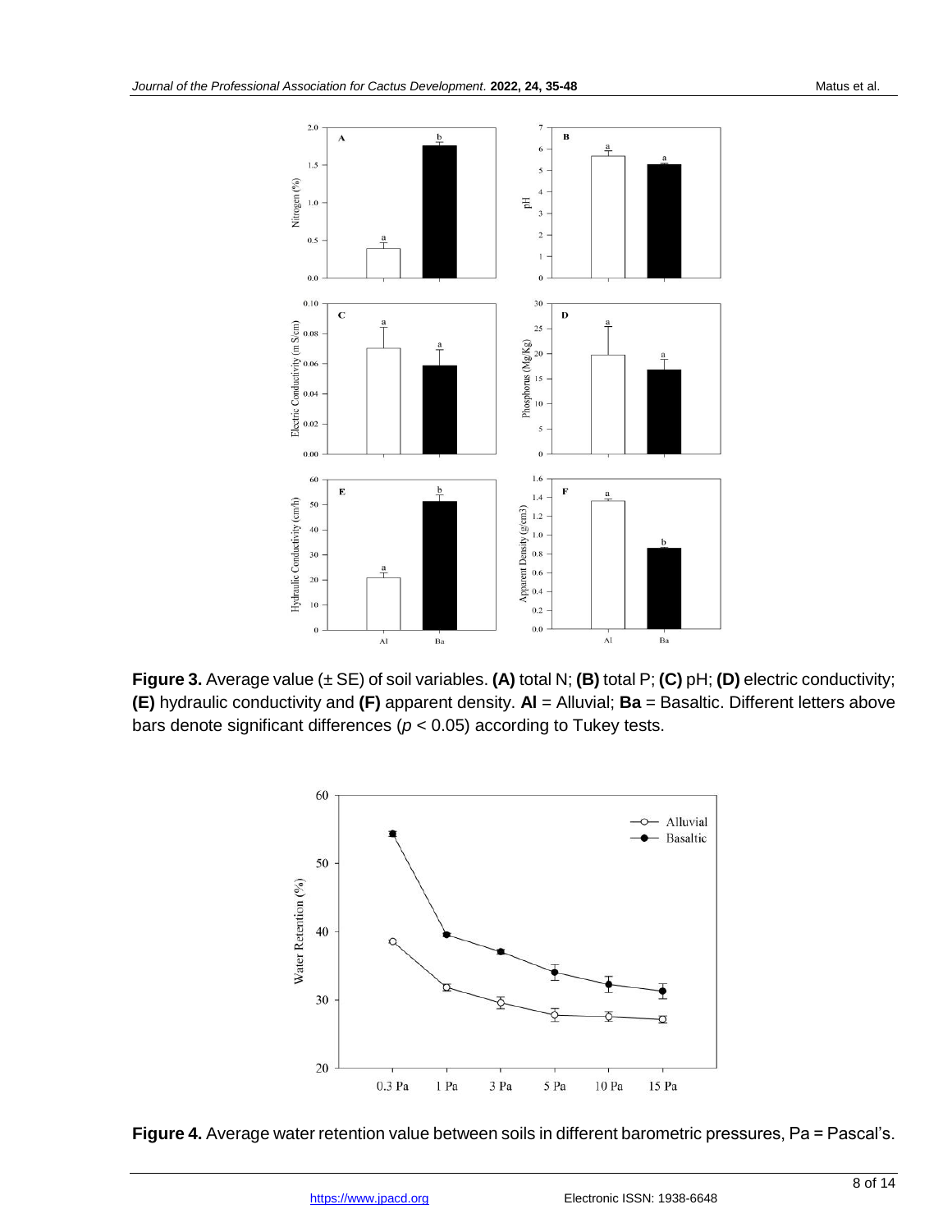**Figure 3.** Average value (± SE) of soil variables. **(A)** total N; **(B)** total P; **(C)** pH; **(D)** electric conductivity; **(E)** hydraulic conductivity and **(F)** apparent density. **Al** = Alluvial; **Ba** = Basaltic. Different letters above bars denote significant differences ($p < 0.05$) according to Tukey tests.

**Figure 4.** Average water retention value between soils in different barometric pressures, Pa = Pascal's.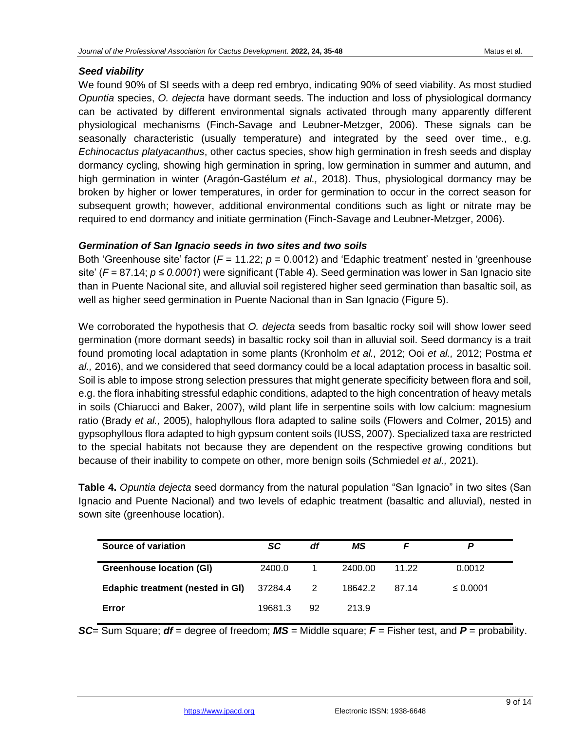### *Seed viability*

We found 90% of SI seeds with a deep red embryo, indicating 90% of seed viability. As most studied *Opuntia* species, *O. dejecta* have dormant seeds. The induction and loss of physiological dormancy can be activated by different environmental signals activated through many apparently different physiological mechanisms (Finch-Savage and Leubner-Metzger, 2006). These signals can be seasonally characteristic (usually temperature) and integrated by the seed over time., e.g. *Echinocactus platyacanthus*, other cactus species, show high germination in fresh seeds and display dormancy cycling, showing high germination in spring, low germination in summer and autumn, and high germination in winter (Aragón-Gastélum *et al.,* 2018). Thus, physiological dormancy may be broken by higher or lower temperatures, in order for germination to occur in the correct season for subsequent growth; however, additional environmental conditions such as light or nitrate may be required to end dormancy and initiate germination (Finch-Savage and Leubner-Metzger, 2006).

### *Germination of San Ignacio seeds in two sites and two soils*

Both 'Greenhouse site' factor ($F$ = 11.22; $p$ = 0.0012) and 'Edaphic treatment' nested in 'greenhouse site' ($F$ = 87.14; $p \leq 0.0001$) were significant (Table 4). Seed germination was lower in San Ignacio site than in Puente Nacional site, and alluvial soil registered higher seed germination than basaltic soil, as well as higher seed germination in Puente Nacional than in San Ignacio (Figure 5).

We corroborated the hypothesis that *O. dejecta* seeds from basaltic rocky soil will show lower seed germination (more dormant seeds) in basaltic rocky soil than in alluvial soil. Seed dormancy is a trait found promoting local adaptation in some plants (Kronholm *et al.,* 2012; Ooi *et al.,* 2012; Postma *et al.,* 2016), and we considered that seed dormancy could be a local adaptation process in basaltic soil. Soil is able to impose strong selection pressures that might generate specificity between flora and soil, e.g. the flora inhabiting stressful edaphic conditions, adapted to the high concentration of heavy metals in soils (Chiarucci and Baker, 2007), wild plant life in serpentine soils with low calcium: magnesium ratio (Brady *et al.,* 2005), halophyllous flora adapted to saline soils (Flowers and Colmer, 2015) and gypsophyllous flora adapted to high gypsum content soils (IUSS, 2007). Specialized taxa are restricted to the special habitats not because they are dependent on the respective growing conditions but because of their inability to compete on other, more benign soils (Schmiedel *et al.,* 2021).

**Table 4.** *Opuntia dejecta* seed dormancy from the natural population "San Ignacio" in two sites (San Ignacio and Puente Nacional) and two levels of edaphic treatment (basaltic and alluvial), nested in sown site (greenhouse location).

| Source of variation | *SC* | *df* | *MS* | *F* | *P* |
|---|---|---|---|---|---|
| **Greenhouse location (Gl)** | 2400.0 | 1 | 2400.00 | 11.22 | 0.0012 |
| **Edaphic treatment (nested in Gl)** | 37284.4 | 2 | 18642.2 | 87.14 | ≤ 0.0001 |
| **Error** | 19681.3 | 92 | 213.9 | | |

***SC***= Sum Square; ***df*** = degree of freedom; ***MS*** = Middle square; ***F*** = Fisher test, and ***P*** = probability.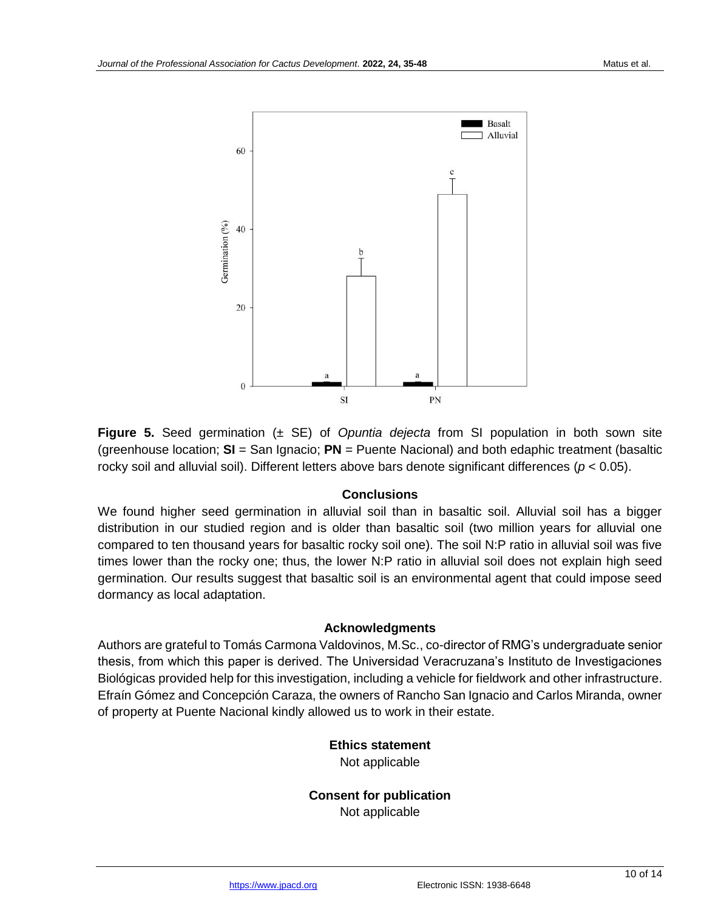**Figure 5.** Seed germination (± SE) of *Opuntia dejecta* from SI population in both sown site (greenhouse location; **SI** = San Ignacio; **PN** = Puente Nacional) and both edaphic treatment (basaltic rocky soil and alluvial soil). Different letters above bars denote significant differences ($p < 0.05$).

## Conclusions

We found higher seed germination in alluvial soil than in basaltic soil. Alluvial soil has a bigger distribution in our studied region and is older than basaltic soil (two million years for alluvial one compared to ten thousand years for basaltic rocky soil one). The soil N:P ratio in alluvial soil was five times lower than the rocky one; thus, the lower N:P ratio in alluvial soil does not explain high seed germination. Our results suggest that basaltic soil is an environmental agent that could impose seed dormancy as local adaptation.

## Acknowledgments

Authors are grateful to Tomás Carmona Valdovinos, M.Sc., co-director of RMG's undergraduate senior thesis, from which this paper is derived. The Universidad Veracruzana's Instituto de Investigaciones Biológicas provided help for this investigation, including a vehicle for fieldwork and other infrastructure. Efraín Gómez and Concepción Caraza, the owners of Rancho San Ignacio and Carlos Miranda, owner of property at Puente Nacional kindly allowed us to work in their estate.

## Ethics statement

Not applicable

## Consent for publication

Not applicable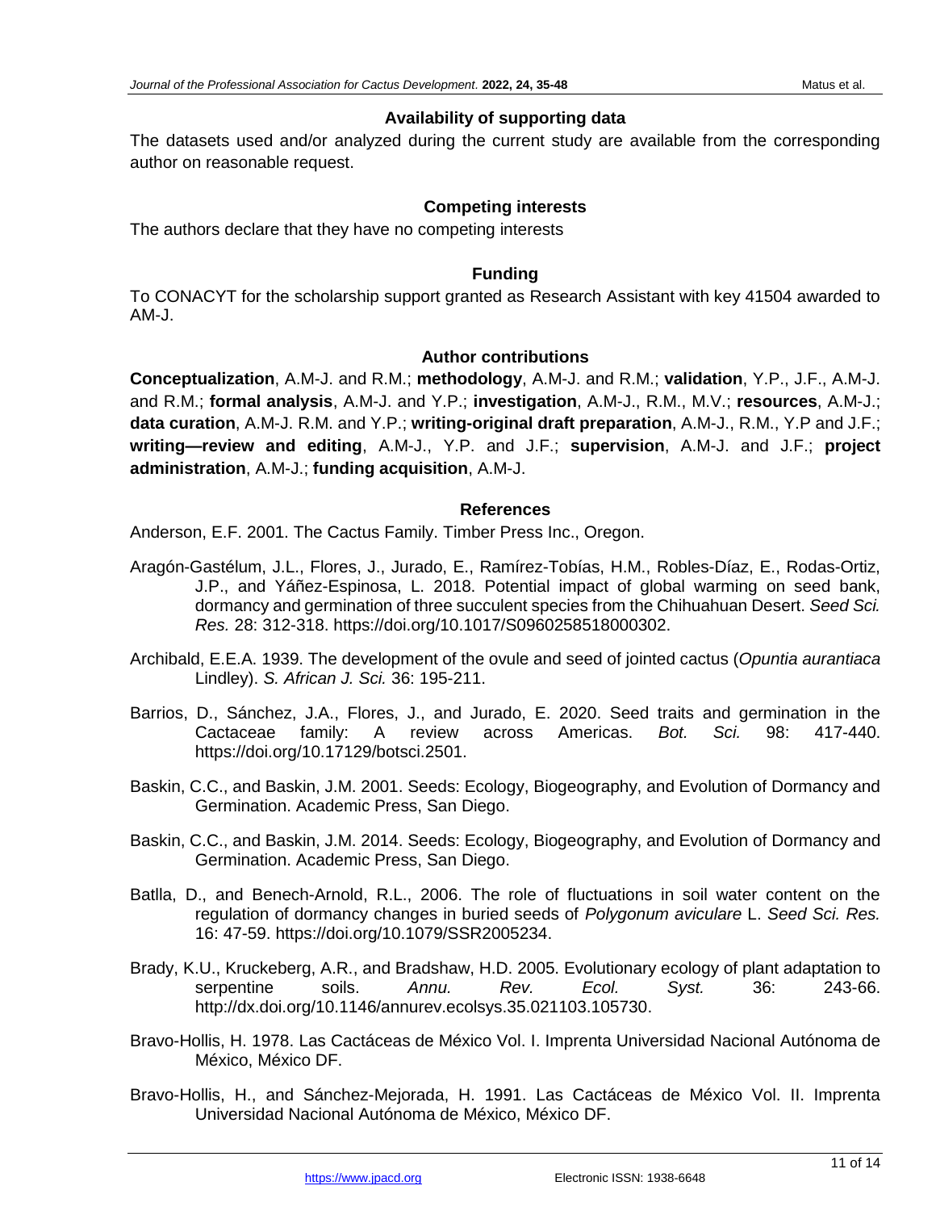## Availability of supporting data

The datasets used and/or analyzed during the current study are available from the corresponding author on reasonable request.

## Competing interests

The authors declare that they have no competing interests

## Funding

To CONACYT for the scholarship support granted as Research Assistant with key 41504 awarded to AM-J.

## Author contributions

**Conceptualization**, A.M-J. and R.M.; **methodology**, A.M-J. and R.M.; **validation**, Y.P., J.F., A.M-J. and R.M.; **formal analysis**, A.M-J. and Y.P.; **investigation**, A.M-J., R.M., M.V.; **resources**, A.M-J.; **data curation**, A.M-J. R.M. and Y.P.; **writing-original draft preparation**, A.M-J., R.M., Y.P and J.F.; **writing—review and editing**, A.M-J., Y.P. and J.F.; **supervision**, A.M-J. and J.F.; **project administration**, A.M-J.; **funding acquisition**, A.M-J.

## References

Anderson, E.F. 2001. The Cactus Family. Timber Press Inc., Oregon.

Aragón-Gastélum, J.L., Flores, J., Jurado, E., Ramírez-Tobías, H.M., Robles-Díaz, E., Rodas-Ortiz, J.P., and Yáñez-Espinosa, L. 2018. Potential impact of global warming on seed bank, dormancy and germination of three succulent species from the Chihuahuan Desert. *Seed Sci. Res.* 28: 312-318. https://doi.org/10.1017/S0960258518000302.

Archibald, E.E.A. 1939. The development of the ovule and seed of jointed cactus (*Opuntia aurantiaca* Lindley). *S. African J. Sci.* 36: 195-211.

Barrios, D., Sánchez, J.A., Flores, J., and Jurado, E. 2020. Seed traits and germination in the Cactaceae family: A review across Americas. *Bot. Sci.* 98: 417-440. https://doi.org/10.17129/botsci.2501.

Baskin, C.C., and Baskin, J.M. 2001. Seeds: Ecology, Biogeography, and Evolution of Dormancy and Germination. Academic Press, San Diego.

Baskin, C.C., and Baskin, J.M. 2014. Seeds: Ecology, Biogeography, and Evolution of Dormancy and Germination. Academic Press, San Diego.

Batlla, D., and Benech-Arnold, R.L., 2006. The role of fluctuations in soil water content on the regulation of dormancy changes in buried seeds of *Polygonum aviculare* L. *Seed Sci. Res.* 16: 47-59. https://doi.org/10.1079/SSR2005234.

Brady, K.U., Kruckeberg, A.R., and Bradshaw, H.D. 2005. Evolutionary ecology of plant adaptation to serpentine soils. *Annu. Rev. Ecol. Syst.* 36: 243-66. http://dx.doi.org/10.1146/annurev.ecolsys.35.021103.105730.

Bravo-Hollis, H. 1978. Las Cactáceas de México Vol. I. Imprenta Universidad Nacional Autónoma de México, México DF.

Bravo-Hollis, H., and Sánchez-Mejorada, H. 1991. Las Cactáceas de México Vol. II. Imprenta Universidad Nacional Autónoma de México, México DF.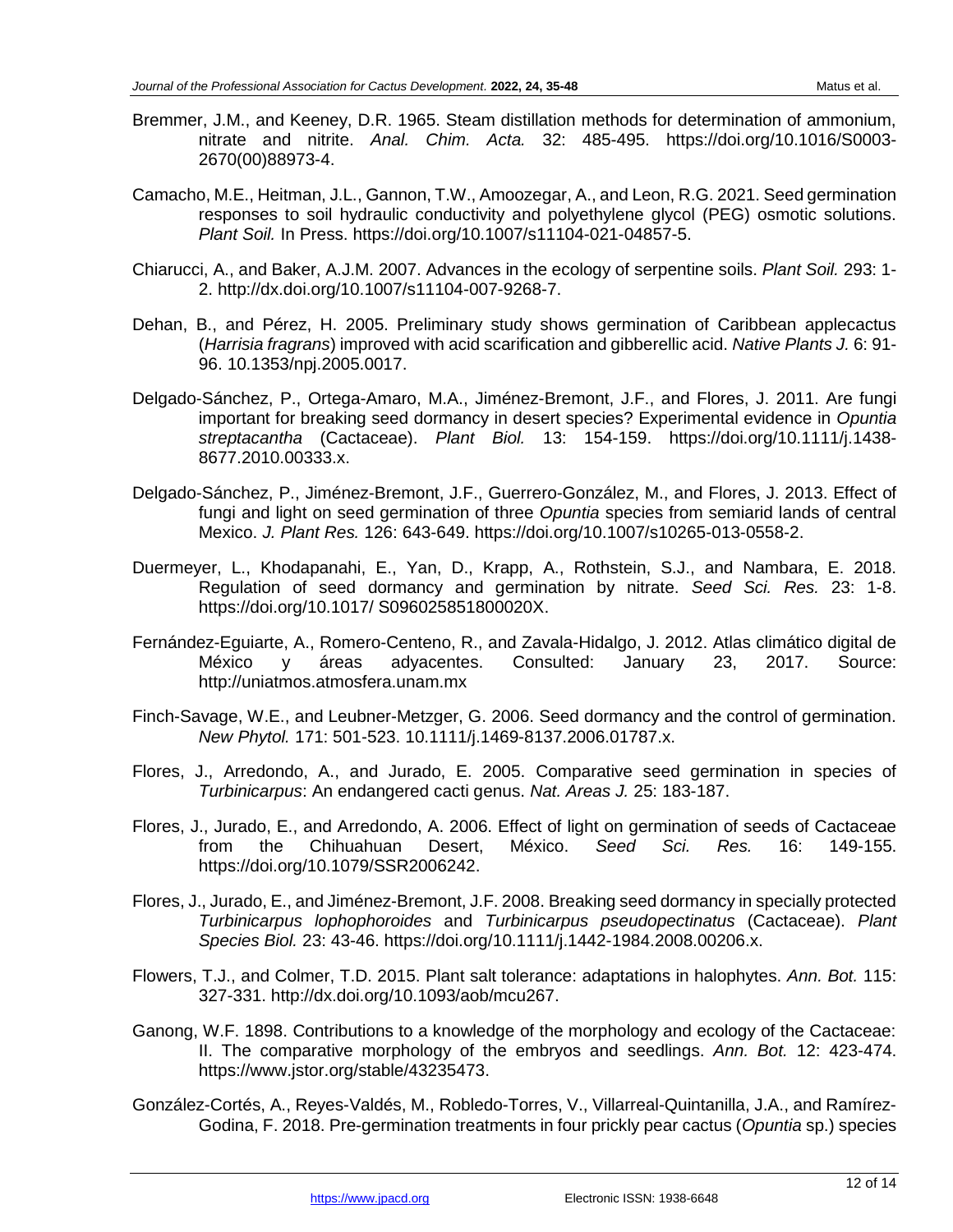Bremmer, J.M., and Keeney, D.R. 1965. Steam distillation methods for determination of ammonium, nitrate and nitrite. *Anal. Chim. Acta.* 32: 485-495. https://doi.org/10.1016/S0003-2670(00)88973-4.

Camacho, M.E., Heitman, J.L., Gannon, T.W., Amoozegar, A., and Leon, R.G. 2021. Seed germination responses to soil hydraulic conductivity and polyethylene glycol (PEG) osmotic solutions. *Plant Soil.* In Press. https://doi.org/10.1007/s11104-021-04857-5.

Chiarucci, A., and Baker, A.J.M. 2007. Advances in the ecology of serpentine soils. *Plant Soil.* 293: 1-2. http://dx.doi.org/10.1007/s11104-007-9268-7.

Dehan, B., and Pérez, H. 2005. Preliminary study shows germination of Caribbean applecactus (*Harrisia fragrans*) improved with acid scarification and gibberellic acid. *Native Plants J.* 6: 91-96. 10.1353/npj.2005.0017.

Delgado-Sánchez, P., Ortega-Amaro, M.A., Jiménez-Bremont, J.F., and Flores, J. 2011. Are fungi important for breaking seed dormancy in desert species? Experimental evidence in *Opuntia streptacantha* (Cactaceae). *Plant Biol.* 13: 154-159. https://doi.org/10.1111/j.1438-8677.2010.00333.x.

Delgado-Sánchez, P., Jiménez-Bremont, J.F., Guerrero-González, M., and Flores, J. 2013. Effect of fungi and light on seed germination of three *Opuntia* species from semiarid lands of central Mexico. *J. Plant Res.* 126: 643-649. https://doi.org/10.1007/s10265-013-0558-2.

Duermeyer, L., Khodapanahi, E., Yan, D., Krapp, A., Rothstein, S.J., and Nambara, E. 2018. Regulation of seed dormancy and germination by nitrate. *Seed Sci. Res.* 23: 1-8. https://doi.org/10.1017/ S096025851800020X.

Fernández-Eguiarte, A., Romero-Centeno, R., and Zavala-Hidalgo, J. 2012. Atlas climático digital de México y áreas adyacentes. Consulted: January 23, 2017. Source: http://uniatmos.atmosfera.unam.mx

Finch-Savage, W.E., and Leubner-Metzger, G. 2006. Seed dormancy and the control of germination. *New Phytol.* 171: 501-523. 10.1111/j.1469-8137.2006.01787.x.

Flores, J., Arredondo, A., and Jurado, E. 2005. Comparative seed germination in species of *Turbinicarpus*: An endangered cacti genus. *Nat. Areas J.* 25: 183-187.

Flores, J., Jurado, E., and Arredondo, A. 2006. Effect of light on germination of seeds of Cactaceae from the Chihuahuan Desert, México. *Seed Sci. Res.* 16: 149-155. https://doi.org/10.1079/SSR2006242.

Flores, J., Jurado, E., and Jiménez-Bremont, J.F. 2008. Breaking seed dormancy in specially protected *Turbinicarpus lophophoroides* and *Turbinicarpus pseudopectinatus* (Cactaceae). *Plant Species Biol.* 23: 43-46. https://doi.org/10.1111/j.1442-1984.2008.00206.x.

Flowers, T.J., and Colmer, T.D. 2015. Plant salt tolerance: adaptations in halophytes. *Ann. Bot.* 115: 327-331. http://dx.doi.org/10.1093/aob/mcu267.

Ganong, W.F. 1898. Contributions to a knowledge of the morphology and ecology of the Cactaceae: II. The comparative morphology of the embryos and seedlings. *Ann. Bot.* 12: 423-474. https://www.jstor.org/stable/43235473.

González-Cortés, A., Reyes-Valdés, M., Robledo-Torres, V., Villarreal-Quintanilla, J.A., and Ramírez-Godina, F. 2018. Pre-germination treatments in four prickly pear cactus (*Opuntia* sp.) species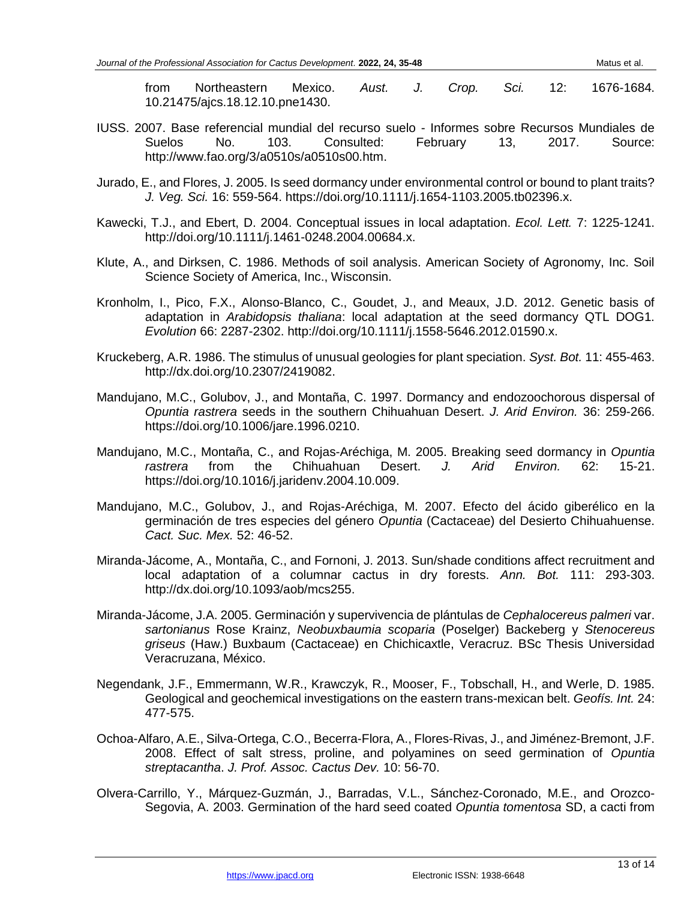from Northeastern Mexico. *Aust. J. Crop. Sci.* 12: 1676-1684. 10.21475/ajcs.18.12.10.pne1430.

IUSS. 2007. Base referencial mundial del recurso suelo - Informes sobre Recursos Mundiales de Suelos No. 103. Consulted: February 13, 2017. Source: http://www.fao.org/3/a0510s/a0510s00.htm.

Jurado, E., and Flores, J. 2005. Is seed dormancy under environmental control or bound to plant traits? *J. Veg. Sci.* 16: 559-564. https://doi.org/10.1111/j.1654-1103.2005.tb02396.x.

Kawecki, T.J., and Ebert, D. 2004. Conceptual issues in local adaptation. *Ecol. Lett.* 7: 1225-1241. http://doi.org/10.1111/j.1461-0248.2004.00684.x.

Klute, A., and Dirksen, C. 1986. Methods of soil analysis. American Society of Agronomy, Inc. Soil Science Society of America, Inc., Wisconsin.

Kronholm, I., Pico, F.X., Alonso-Blanco, C., Goudet, J., and Meaux, J.D. 2012. Genetic basis of adaptation in *Arabidopsis thaliana*: local adaptation at the seed dormancy QTL DOG1. *Evolution* 66: 2287-2302. http://doi.org/10.1111/j.1558-5646.2012.01590.x.

Kruckeberg, A.R. 1986. The stimulus of unusual geologies for plant speciation. *Syst. Bot.* 11: 455-463. http://dx.doi.org/10.2307/2419082.

Mandujano, M.C., Golubov, J., and Montaña, C. 1997. Dormancy and endozoochorous dispersal of *Opuntia rastrera* seeds in the southern Chihuahuan Desert. *J. Arid Environ.* 36: 259-266. https://doi.org/10.1006/jare.1996.0210.

Mandujano, M.C., Montaña, C., and Rojas-Aréchiga, M. 2005. Breaking seed dormancy in *Opuntia rastrera* from the Chihuahuan Desert. *J. Arid Environ.* 62: 15-21. https://doi.org/10.1016/j.jaridenv.2004.10.009.

Mandujano, M.C., Golubov, J., and Rojas-Aréchiga, M. 2007. Efecto del ácido giberélico en la germinación de tres especies del género *Opuntia* (Cactaceae) del Desierto Chihuahuense. *Cact. Suc. Mex.* 52: 46-52.

Miranda-Jácome, A., Montaña, C., and Fornoni, J. 2013. Sun/shade conditions affect recruitment and local adaptation of a columnar cactus in dry forests. *Ann. Bot.* 111: 293-303. http://dx.doi.org/10.1093/aob/mcs255.

Miranda-Jácome, J.A. 2005. Germinación y supervivencia de plántulas de *Cephalocereus palmeri* var. *sartonianus* Rose Krainz, *Neobuxbaumia scoparia* (Poselger) Backeberg y *Stenocereus griseus* (Haw.) Buxbaum (Cactaceae) en Chichicaxtle, Veracruz. BSc Thesis Universidad Veracruzana, México.

Negendank, J.F., Emmermann, W.R., Krawczyk, R., Mooser, F., Tobschall, H., and Werle, D. 1985. Geological and geochemical investigations on the eastern trans-mexican belt. *Geofís. Int.* 24: 477-575.

Ochoa-Alfaro, A.E., Silva-Ortega, C.O., Becerra-Flora, A., Flores-Rivas, J., and Jiménez-Bremont, J.F. 2008. Effect of salt stress, proline, and polyamines on seed germination of *Opuntia streptacantha*. *J. Prof. Assoc. Cactus Dev.* 10: 56-70.

Olvera-Carrillo, Y., Márquez-Guzmán, J., Barradas, V.L., Sánchez-Coronado, M.E., and Orozco-Segovia, A. 2003. Germination of the hard seed coated *Opuntia tomentosa* SD, a cacti from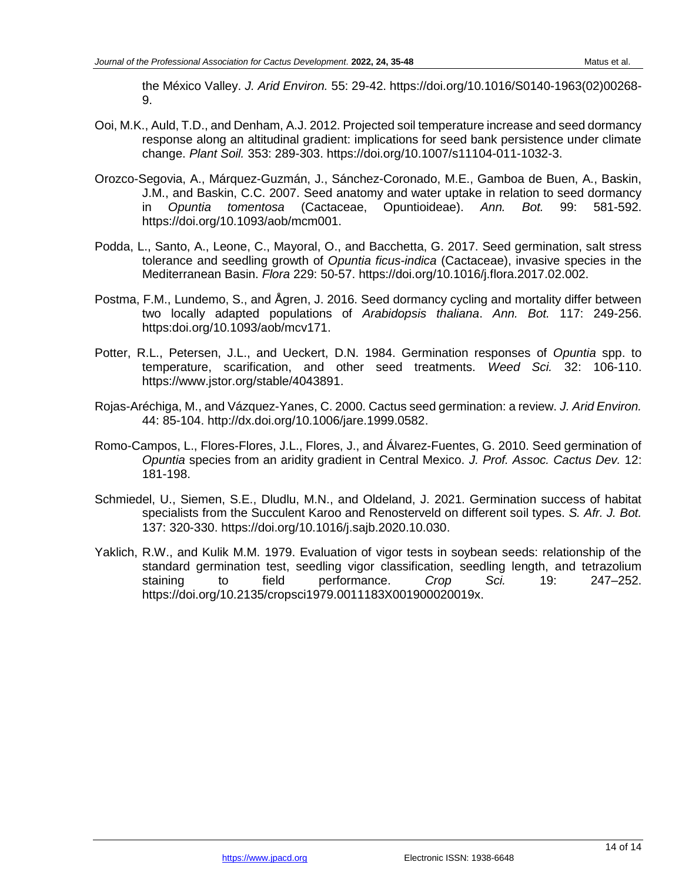the México Valley. *J. Arid Environ.* 55: 29-42. https://doi.org/10.1016/S0140-1963(02)00268-9.

Ooi, M.K., Auld, T.D., and Denham, A.J. 2012. Projected soil temperature increase and seed dormancy response along an altitudinal gradient: implications for seed bank persistence under climate change. *Plant Soil.* 353: 289-303. https://doi.org/10.1007/s11104-011-1032-3.

Orozco-Segovia, A., Márquez-Guzmán, J., Sánchez-Coronado, M.E., Gamboa de Buen, A., Baskin, J.M., and Baskin, C.C. 2007. Seed anatomy and water uptake in relation to seed dormancy in *Opuntia tomentosa* (Cactaceae, Opuntioideae). *Ann. Bot.* 99: 581-592. https://doi.org/10.1093/aob/mcm001.

Podda, L., Santo, A., Leone, C., Mayoral, O., and Bacchetta, G. 2017. Seed germination, salt stress tolerance and seedling growth of *Opuntia ficus-indica* (Cactaceae), invasive species in the Mediterranean Basin. *Flora* 229: 50-57. https://doi.org/10.1016/j.flora.2017.02.002.

Postma, F.M., Lundemo, S., and Ågren, J. 2016. Seed dormancy cycling and mortality differ between two locally adapted populations of *Arabidopsis thaliana*. *Ann. Bot.* 117: 249-256. https:doi.org/10.1093/aob/mcv171.

Potter, R.L., Petersen, J.L., and Ueckert, D.N. 1984. Germination responses of *Opuntia* spp. to temperature, scarification, and other seed treatments. *Weed Sci.* 32: 106-110. https://www.jstor.org/stable/4043891.

Rojas-Aréchiga, M., and Vázquez-Yanes, C. 2000. Cactus seed germination: a review. *J. Arid Environ.* 44: 85-104. http://dx.doi.org/10.1006/jare.1999.0582.

Romo-Campos, L., Flores-Flores, J.L., Flores, J., and Álvarez-Fuentes, G. 2010. Seed germination of *Opuntia* species from an aridity gradient in Central Mexico. *J. Prof. Assoc. Cactus Dev.* 12: 181-198.

Schmiedel, U., Siemen, S.E., Dludlu, M.N., and Oldeland, J. 2021. Germination success of habitat specialists from the Succulent Karoo and Renosterveld on different soil types. *S. Afr. J. Bot.* 137: 320-330. https://doi.org/10.1016/j.sajb.2020.10.030.

Yaklich, R.W., and Kulik M.M. 1979. Evaluation of vigor tests in soybean seeds: relationship of the standard germination test, seedling vigor classification, seedling length, and tetrazolium staining to field performance. *Crop Sci.* 19: 247–252. https://doi.org/10.2135/cropsci1979.0011183X001900020019x.